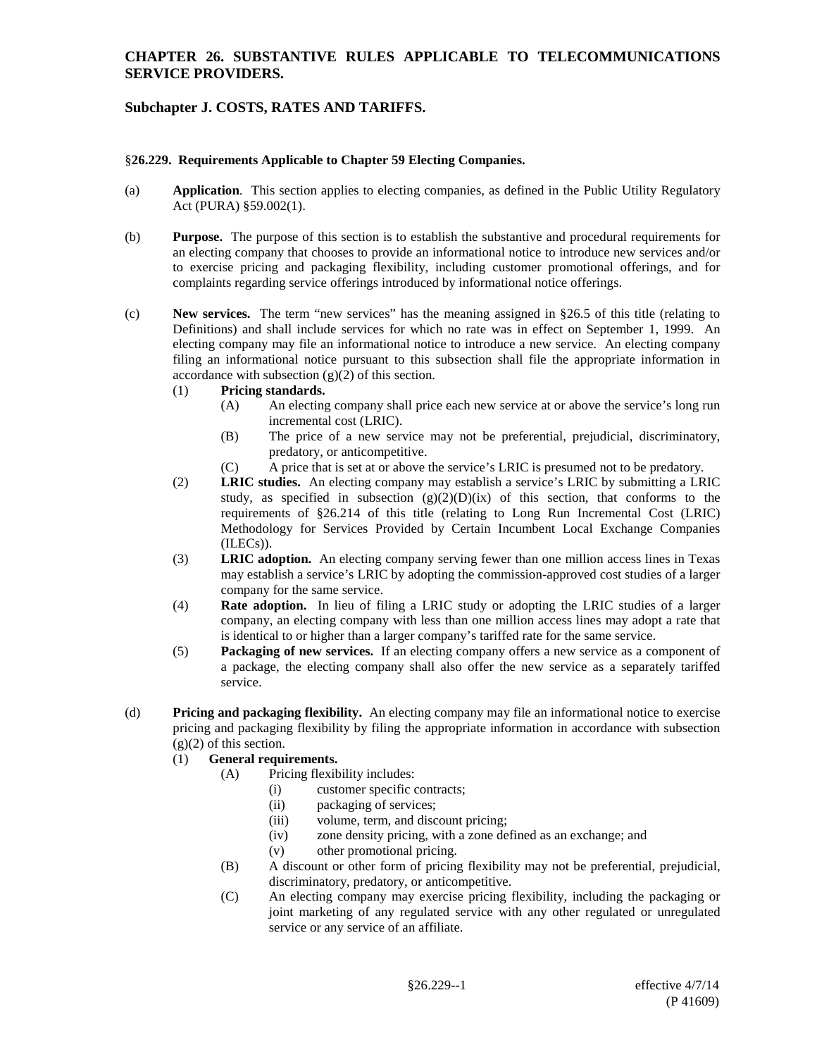# CHAPTER 26. SUBSTANTIVE RULES APPLICABLE TO TELECOMMUNICATIONS SERVICE PROVIDERS.

## Subchapter J. COSTS, RATES AND TARIFFS.

### §26.229. Requirements Applicable to Chapter 59 Electing Companies.

(a) **Application**. This section applies to electing companies, as defined in the Public Utility Regulatory Act (PURA) §59.002(1).

(b) **Purpose.** The purpose of this section is to establish the substantive and procedural requirements for an electing company that chooses to provide an informational notice to introduce new services and/or to exercise pricing and packaging flexibility, including customer promotional offerings, and for complaints regarding service offerings introduced by informational notice offerings.

(c) **New services.** The term "new services" has the meaning assigned in §26.5 of this title (relating to Definitions) and shall include services for which no rate was in effect on September 1, 1999. An electing company may file an informational notice to introduce a new service. An electing company filing an informational notice pursuant to this subsection shall file the appropriate information in accordance with subsection (g)(2) of this section.

- (1) **Pricing standards.**
  - (A) An electing company shall price each new service at or above the service's long run incremental cost (LRIC).
  - (B) The price of a new service may not be preferential, prejudicial, discriminatory, predatory, or anticompetitive.
  - (C) A price that is set at or above the service's LRIC is presumed not to be predatory.
- (2) **LRIC studies.** An electing company may establish a service's LRIC by submitting a LRIC study, as specified in subsection (g)(2)(D)(ix) of this section, that conforms to the requirements of §26.214 of this title (relating to Long Run Incremental Cost (LRIC) Methodology for Services Provided by Certain Incumbent Local Exchange Companies (ILECs)).
- (3) **LRIC adoption.** An electing company serving fewer than one million access lines in Texas may establish a service's LRIC by adopting the commission-approved cost studies of a larger company for the same service.
- (4) **Rate adoption.** In lieu of filing a LRIC study or adopting the LRIC studies of a larger company, an electing company with less than one million access lines may adopt a rate that is identical to or higher than a larger company's tariffed rate for the same service.
- (5) **Packaging of new services.** If an electing company offers a new service as a component of a package, the electing company shall also offer the new service as a separately tariffed service.

(d) **Pricing and packaging flexibility.** An electing company may file an informational notice to exercise pricing and packaging flexibility by filing the appropriate information in accordance with subsection (g)(2) of this section.

- (1) **General requirements.**
  - (A) Pricing flexibility includes:
    - (i) customer specific contracts;
    - (ii) packaging of services;
    - (iii) volume, term, and discount pricing;
    - (iv) zone density pricing, with a zone defined as an exchange; and
    - (v) other promotional pricing.
  - (B) A discount or other form of pricing flexibility may not be preferential, prejudicial, discriminatory, predatory, or anticompetitive.
  - (C) An electing company may exercise pricing flexibility, including the packaging or joint marketing of any regulated service with any other regulated or unregulated service or any service of an affiliate.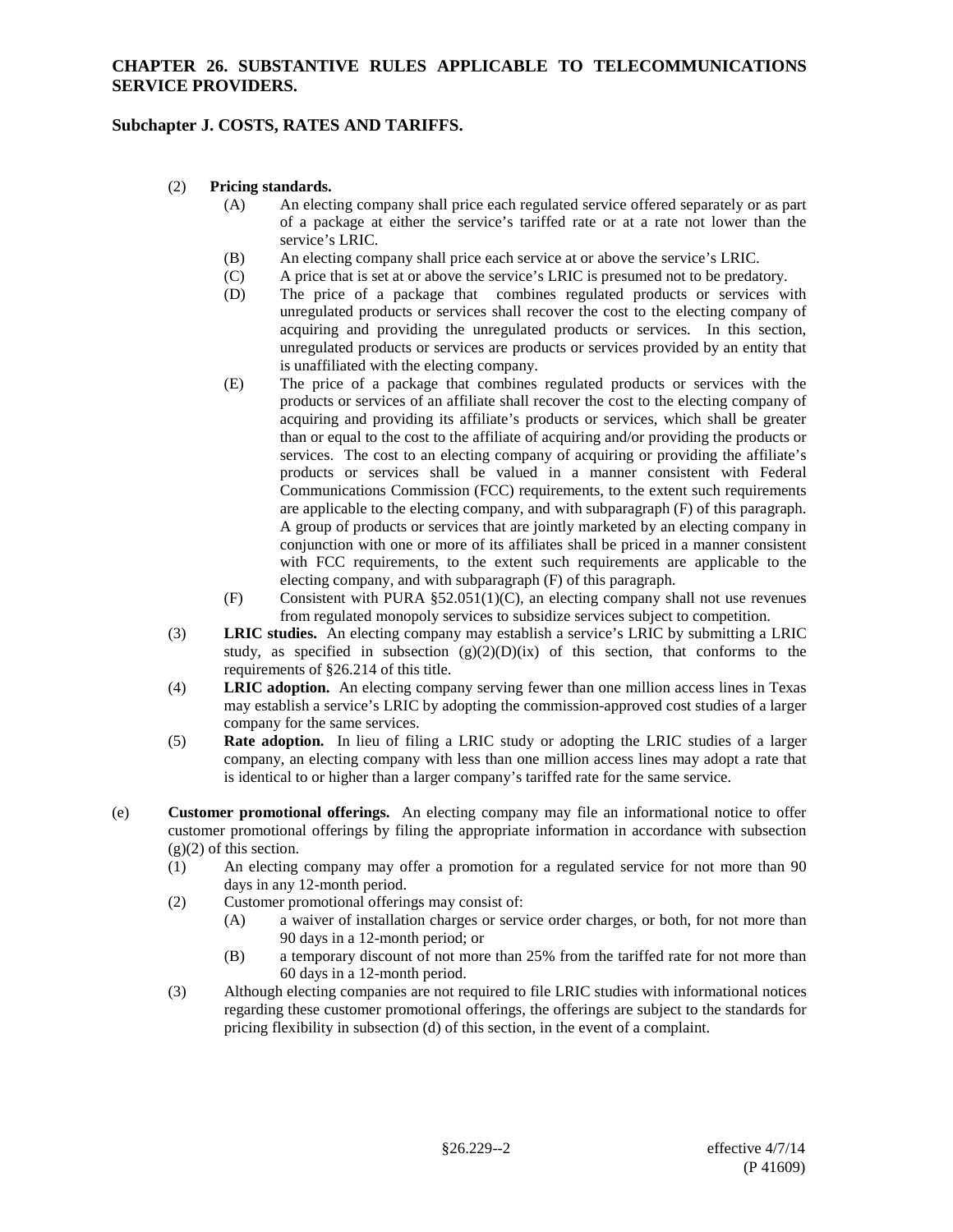(2) **Pricing standards.**

(A) An electing company shall price each regulated service offered separately or as part of a package at either the service's tariffed rate or at a rate not lower than the service's LRIC.

(B) An electing company shall price each service at or above the service's LRIC.

(C) A price that is set at or above the service's LRIC is presumed not to be predatory.

(D) The price of a package that combines regulated products or services with unregulated products or services shall recover the cost to the electing company of acquiring and providing the unregulated products or services. In this section, unregulated products or services are products or services provided by an entity that is unaffiliated with the electing company.

(E) The price of a package that combines regulated products or services with the products or services of an affiliate shall recover the cost to the electing company of acquiring and providing its affiliate's products or services, which shall be greater than or equal to the cost to the affiliate of acquiring and/or providing the products or services. The cost to an electing company of acquiring or providing the affiliate's products or services shall be valued in a manner consistent with Federal Communications Commission (FCC) requirements, to the extent such requirements are applicable to the electing company, and with subparagraph (F) of this paragraph. A group of products or services that are jointly marketed by an electing company in conjunction with one or more of its affiliates shall be priced in a manner consistent with FCC requirements, to the extent such requirements are applicable to the electing company, and with subparagraph (F) of this paragraph.

(F) Consistent with PURA §52.051(1)(C), an electing company shall not use revenues from regulated monopoly services to subsidize services subject to competition.

(3) **LRIC studies.** An electing company may establish a service's LRIC by submitting a LRIC study, as specified in subsection (g)(2)(D)(ix) of this section, that conforms to the requirements of §26.214 of this title.

(4) **LRIC adoption.** An electing company serving fewer than one million access lines in Texas may establish a service's LRIC by adopting the commission-approved cost studies of a larger company for the same services.

(5) **Rate adoption.** In lieu of filing a LRIC study or adopting the LRIC studies of a larger company, an electing company with less than one million access lines may adopt a rate that is identical to or higher than a larger company's tariffed rate for the same service.

(e) **Customer promotional offerings.** An electing company may file an informational notice to offer customer promotional offerings by filing the appropriate information in accordance with subsection (g)(2) of this section.

(1) An electing company may offer a promotion for a regulated service for not more than 90 days in any 12-month period.

(2) Customer promotional offerings may consist of:

(A) a waiver of installation charges or service order charges, or both, for not more than 90 days in a 12-month period; or

(B) a temporary discount of not more than 25% from the tariffed rate for not more than 60 days in a 12-month period.

(3) Although electing companies are not required to file LRIC studies with informational notices regarding these customer promotional offerings, the offerings are subject to the standards for pricing flexibility in subsection (d) of this section, in the event of a complaint.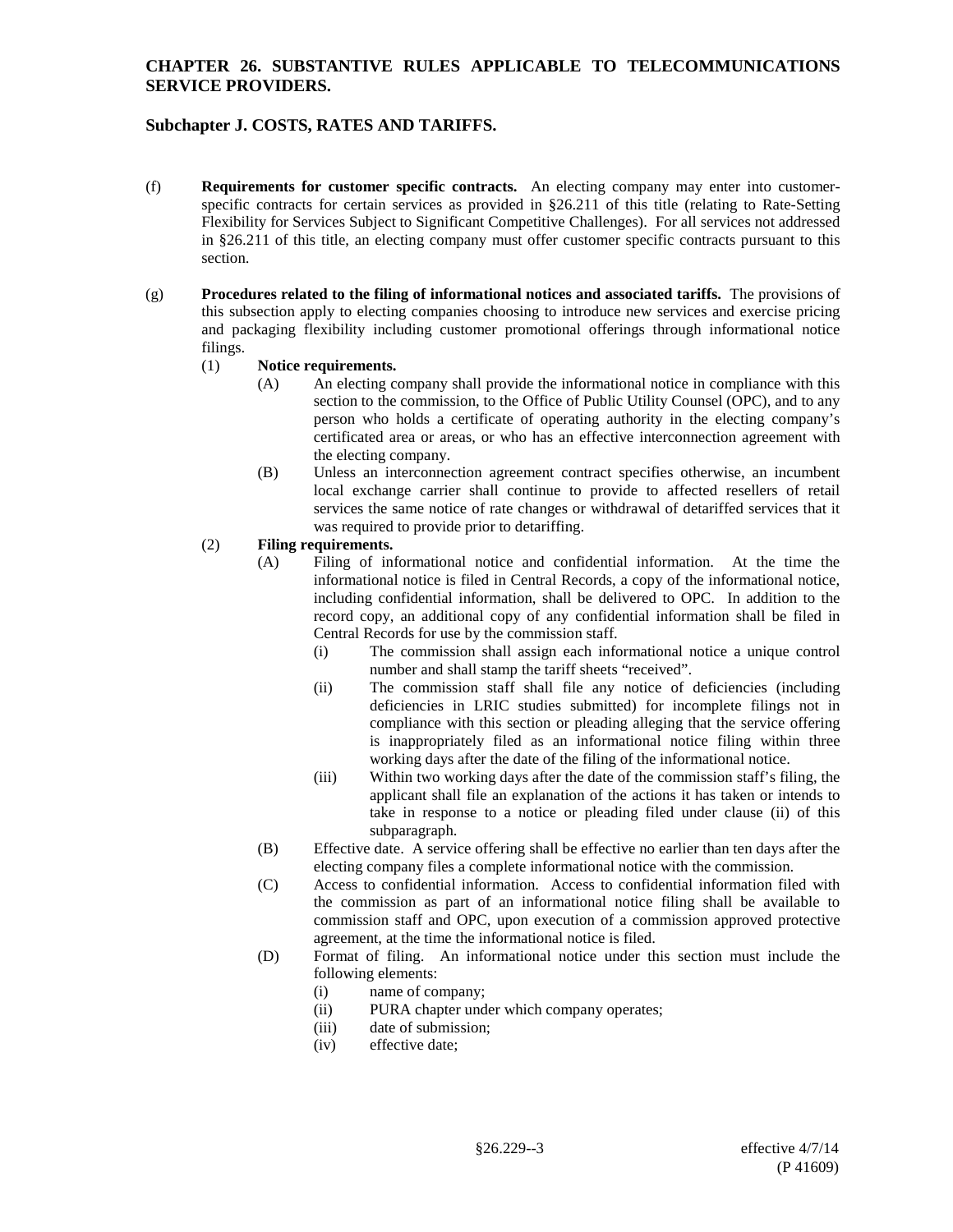(f) **Requirements for customer specific contracts.** An electing company may enter into customer-specific contracts for certain services as provided in §26.211 of this title (relating to Rate-Setting Flexibility for Services Subject to Significant Competitive Challenges). For all services not addressed in §26.211 of this title, an electing company must offer customer specific contracts pursuant to this section.

(g) **Procedures related to the filing of informational notices and associated tariffs.** The provisions of this subsection apply to electing companies choosing to introduce new services and exercise pricing and packaging flexibility including customer promotional offerings through informational notice filings.

- (1) **Notice requirements.**
  - (A) An electing company shall provide the informational notice in compliance with this section to the commission, to the Office of Public Utility Counsel (OPC), and to any person who holds a certificate of operating authority in the electing company's certificated area or areas, or who has an effective interconnection agreement with the electing company.
  - (B) Unless an interconnection agreement contract specifies otherwise, an incumbent local exchange carrier shall continue to provide to affected resellers of retail services the same notice of rate changes or withdrawal of detariffed services that it was required to provide prior to detariffing.
- (2) **Filing requirements.**
  - (A) Filing of informational notice and confidential information. At the time the informational notice is filed in Central Records, a copy of the informational notice, including confidential information, shall be delivered to OPC. In addition to the record copy, an additional copy of any confidential information shall be filed in Central Records for use by the commission staff.
    - (i) The commission shall assign each informational notice a unique control number and shall stamp the tariff sheets "received".
    - (ii) The commission staff shall file any notice of deficiencies (including deficiencies in LRIC studies submitted) for incomplete filings not in compliance with this section or pleading alleging that the service offering is inappropriately filed as an informational notice filing within three working days after the date of the filing of the informational notice.
    - (iii) Within two working days after the date of the commission staff's filing, the applicant shall file an explanation of the actions it has taken or intends to take in response to a notice or pleading filed under clause (ii) of this subparagraph.
  - (B) Effective date. A service offering shall be effective no earlier than ten days after the electing company files a complete informational notice with the commission.
  - (C) Access to confidential information. Access to confidential information filed with the commission as part of an informational notice filing shall be available to commission staff and OPC, upon execution of a commission approved protective agreement, at the time the informational notice is filed.
  - (D) Format of filing. An informational notice under this section must include the following elements:
    - (i) name of company;
    - (ii) PURA chapter under which company operates;
    - (iii) date of submission;
    - (iv) effective date;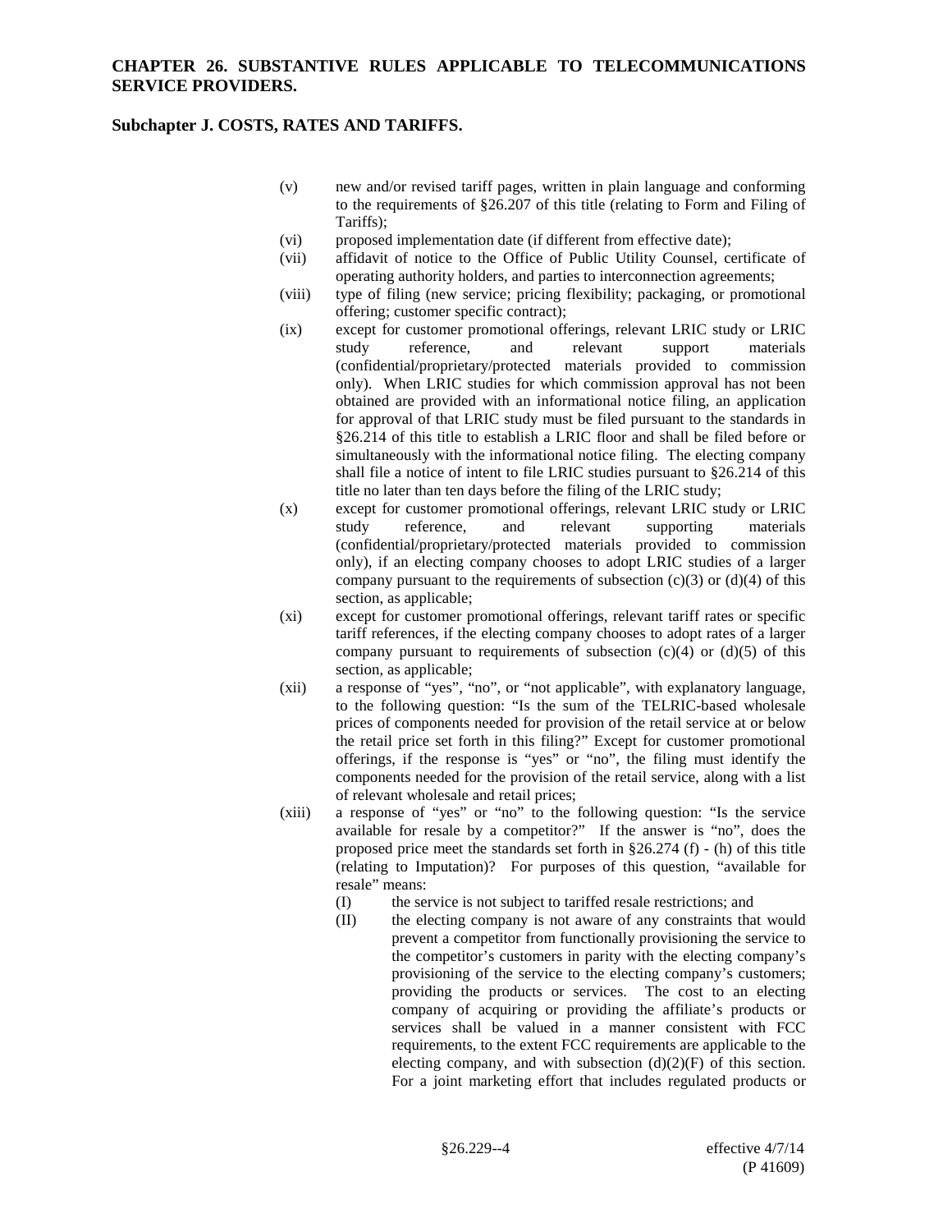(v) new and/or revised tariff pages, written in plain language and conforming to the requirements of §26.207 of this title (relating to Form and Filing of Tariffs);

(vi) proposed implementation date (if different from effective date);

(vii) affidavit of notice to the Office of Public Utility Counsel, certificate of operating authority holders, and parties to interconnection agreements;

(viii) type of filing (new service; pricing flexibility; packaging, or promotional offering; customer specific contract);

(ix) except for customer promotional offerings, relevant LRIC study or LRIC study reference, and relevant support materials (confidential/proprietary/protected materials provided to commission only). When LRIC studies for which commission approval has not been obtained are provided with an informational notice filing, an application for approval of that LRIC study must be filed pursuant to the standards in §26.214 of this title to establish a LRIC floor and shall be filed before or simultaneously with the informational notice filing. The electing company shall file a notice of intent to file LRIC studies pursuant to §26.214 of this title no later than ten days before the filing of the LRIC study;

(x) except for customer promotional offerings, relevant LRIC study or LRIC study reference, and relevant supporting materials (confidential/proprietary/protected materials provided to commission only), if an electing company chooses to adopt LRIC studies of a larger company pursuant to the requirements of subsection (c)(3) or (d)(4) of this section, as applicable;

(xi) except for customer promotional offerings, relevant tariff rates or specific tariff references, if the electing company chooses to adopt rates of a larger company pursuant to requirements of subsection (c)(4) or (d)(5) of this section, as applicable;

(xii) a response of "yes", "no", or "not applicable", with explanatory language, to the following question: "Is the sum of the TELRIC-based wholesale prices of components needed for provision of the retail service at or below the retail price set forth in this filing?" Except for customer promotional offerings, if the response is "yes" or "no", the filing must identify the components needed for the provision of the retail service, along with a list of relevant wholesale and retail prices;

(xiii) a response of "yes" or "no" to the following question: "Is the service available for resale by a competitor?" If the answer is "no", does the proposed price meet the standards set forth in §26.274 (f) - (h) of this title (relating to Imputation)? For purposes of this question, "available for resale" means:

(I) the service is not subject to tariffed resale restrictions; and

(II) the electing company is not aware of any constraints that would prevent a competitor from functionally provisioning the service to the competitor's customers in parity with the electing company's provisioning of the service to the electing company's customers; providing the products or services. The cost to an electing company of acquiring or providing the affiliate's products or services shall be valued in a manner consistent with FCC requirements, to the extent FCC requirements are applicable to the electing company, and with subsection (d)(2)(F) of this section. For a joint marketing effort that includes regulated products or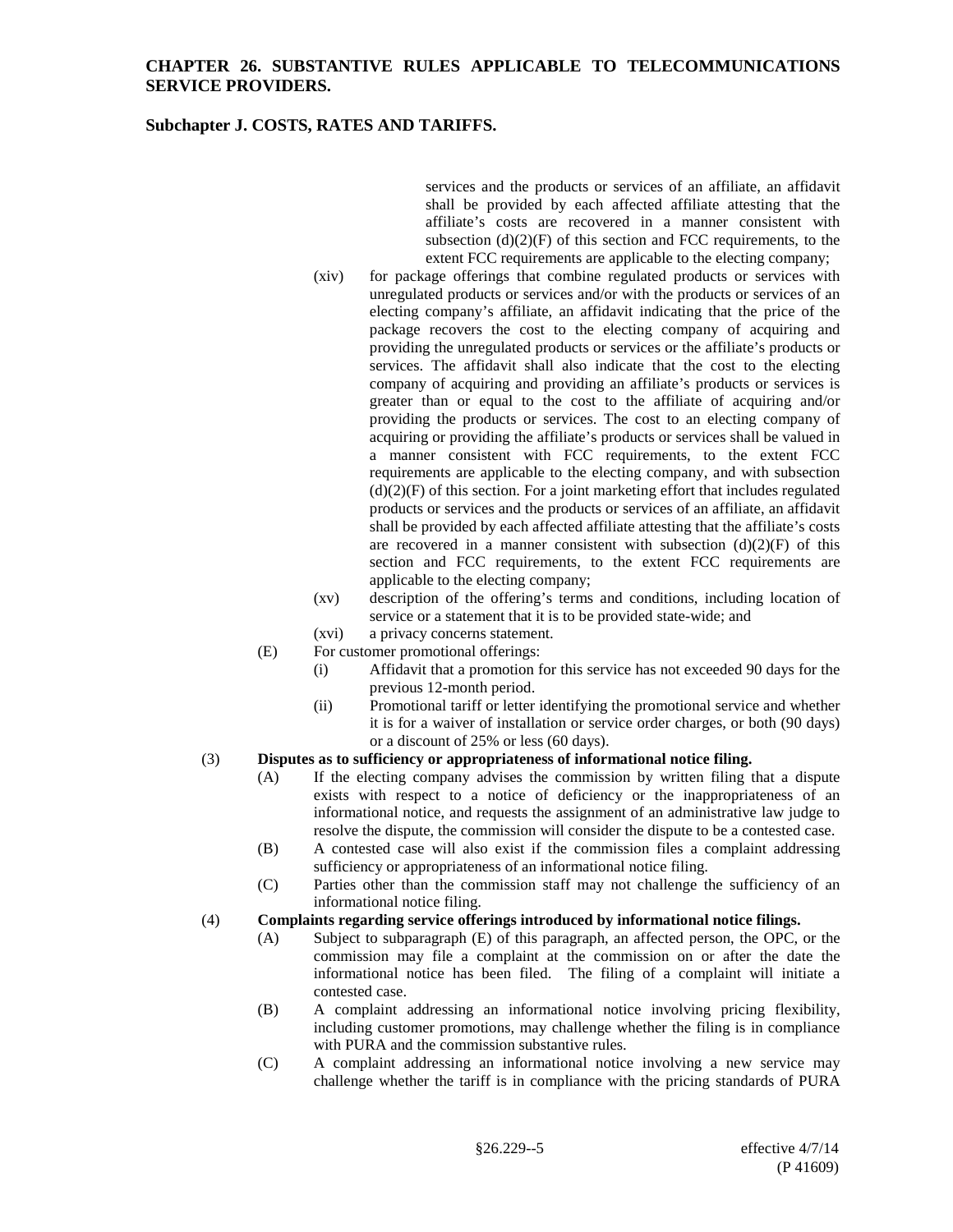services and the products or services of an affiliate, an affidavit shall be provided by each affected affiliate attesting that the affiliate's costs are recovered in a manner consistent with subsection (d)(2)(F) of this section and FCC requirements, to the extent FCC requirements are applicable to the electing company;

(xiv) for package offerings that combine regulated products or services with unregulated products or services and/or with the products or services of an electing company's affiliate, an affidavit indicating that the price of the package recovers the cost to the electing company of acquiring and providing the unregulated products or services or the affiliate's products or services. The affidavit shall also indicate that the cost to the electing company of acquiring and providing an affiliate's products or services is greater than or equal to the cost to the affiliate of acquiring and/or providing the products or services. The cost to an electing company of acquiring or providing the affiliate's products or services shall be valued in a manner consistent with FCC requirements, to the extent FCC requirements are applicable to the electing company, and with subsection (d)(2)(F) of this section. For a joint marketing effort that includes regulated products or services and the products or services of an affiliate, an affidavit shall be provided by each affected affiliate attesting that the affiliate's costs are recovered in a manner consistent with subsection (d)(2)(F) of this section and FCC requirements, to the extent FCC requirements are applicable to the electing company;

(xv) description of the offering's terms and conditions, including location of service or a statement that it is to be provided state-wide; and

(xvi) a privacy concerns statement.

(E) For customer promotional offerings:

(i) Affidavit that a promotion for this service has not exceeded 90 days for the previous 12-month period.

(ii) Promotional tariff or letter identifying the promotional service and whether it is for a waiver of installation or service order charges, or both (90 days) or a discount of 25% or less (60 days).

(3) **Disputes as to sufficiency or appropriateness of informational notice filing.**

(A) If the electing company advises the commission by written filing that a dispute exists with respect to a notice of deficiency or the inappropriateness of an informational notice, and requests the assignment of an administrative law judge to resolve the dispute, the commission will consider the dispute to be a contested case.

(B) A contested case will also exist if the commission files a complaint addressing sufficiency or appropriateness of an informational notice filing.

(C) Parties other than the commission staff may not challenge the sufficiency of an informational notice filing.

(4) **Complaints regarding service offerings introduced by informational notice filings.**

(A) Subject to subparagraph (E) of this paragraph, an affected person, the OPC, or the commission may file a complaint at the commission on or after the date the informational notice has been filed. The filing of a complaint will initiate a contested case.

(B) A complaint addressing an informational notice involving pricing flexibility, including customer promotions, may challenge whether the filing is in compliance with PURA and the commission substantive rules.

(C) A complaint addressing an informational notice involving a new service may challenge whether the tariff is in compliance with the pricing standards of PURA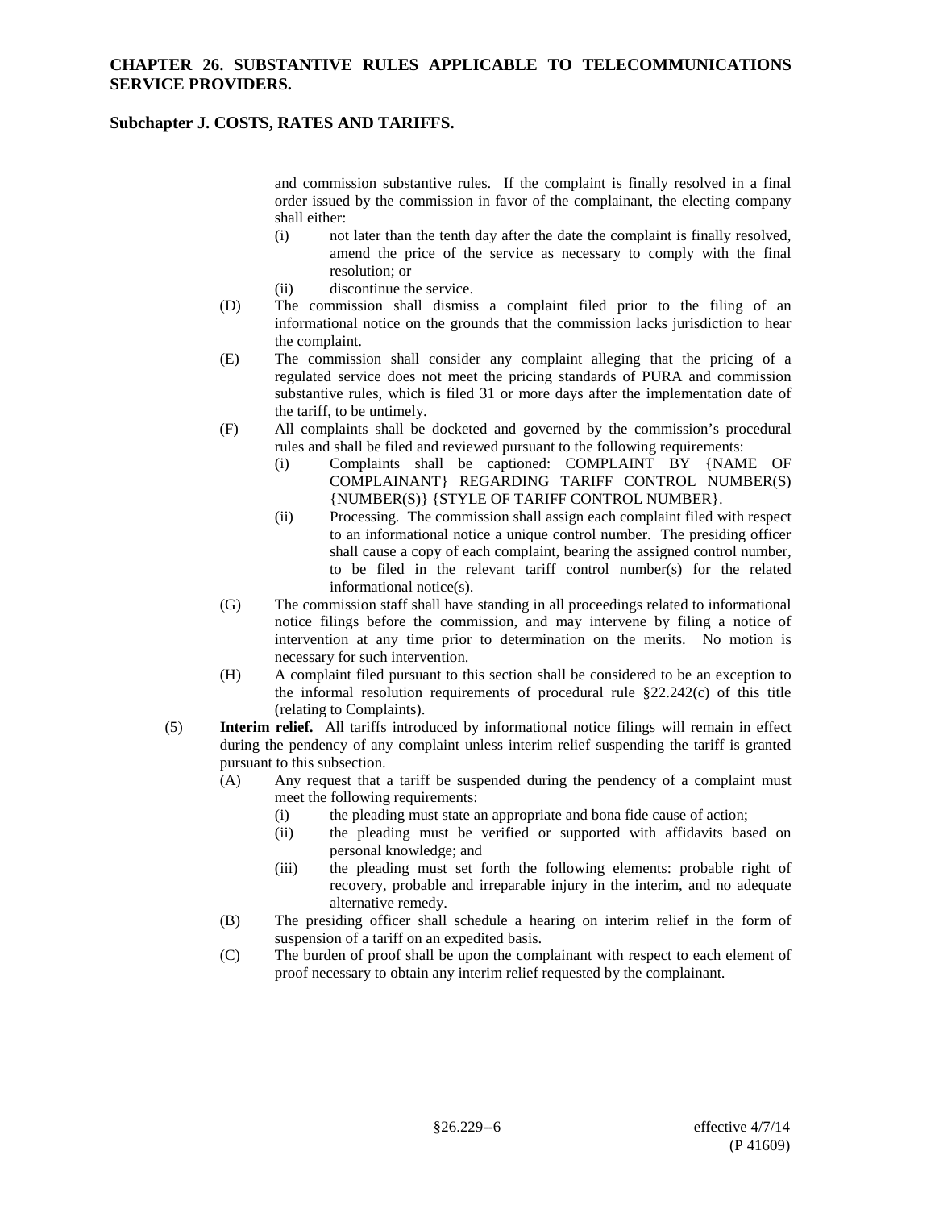and commission substantive rules. If the complaint is finally resolved in a final order issued by the commission in favor of the complainant, the electing company shall either:

- (i) not later than the tenth day after the date the complaint is finally resolved, amend the price of the service as necessary to comply with the final resolution; or
- (ii) discontinue the service.

(D) The commission shall dismiss a complaint filed prior to the filing of an informational notice on the grounds that the commission lacks jurisdiction to hear the complaint.

(E) The commission shall consider any complaint alleging that the pricing of a regulated service does not meet the pricing standards of PURA and commission substantive rules, which is filed 31 or more days after the implementation date of the tariff, to be untimely.

(F) All complaints shall be docketed and governed by the commission's procedural rules and shall be filed and reviewed pursuant to the following requirements:

- (i) Complaints shall be captioned: COMPLAINT BY {NAME OF COMPLAINANT} REGARDING TARIFF CONTROL NUMBER(S) {NUMBER(S)} {STYLE OF TARIFF CONTROL NUMBER}.
- (ii) Processing. The commission shall assign each complaint filed with respect to an informational notice a unique control number. The presiding officer shall cause a copy of each complaint, bearing the assigned control number, to be filed in the relevant tariff control number(s) for the related informational notice(s).

(G) The commission staff shall have standing in all proceedings related to informational notice filings before the commission, and may intervene by filing a notice of intervention at any time prior to determination on the merits. No motion is necessary for such intervention.

(H) A complaint filed pursuant to this section shall be considered to be an exception to the informal resolution requirements of procedural rule §22.242(c) of this title (relating to Complaints).

(5) **Interim relief.** All tariffs introduced by informational notice filings will remain in effect during the pendency of any complaint unless interim relief suspending the tariff is granted pursuant to this subsection.

(A) Any request that a tariff be suspended during the pendency of a complaint must meet the following requirements:

- (i) the pleading must state an appropriate and bona fide cause of action;
- (ii) the pleading must be verified or supported with affidavits based on personal knowledge; and
- (iii) the pleading must set forth the following elements: probable right of recovery, probable and irreparable injury in the interim, and no adequate alternative remedy.

(B) The presiding officer shall schedule a hearing on interim relief in the form of suspension of a tariff on an expedited basis.

(C) The burden of proof shall be upon the complainant with respect to each element of proof necessary to obtain any interim relief requested by the complainant.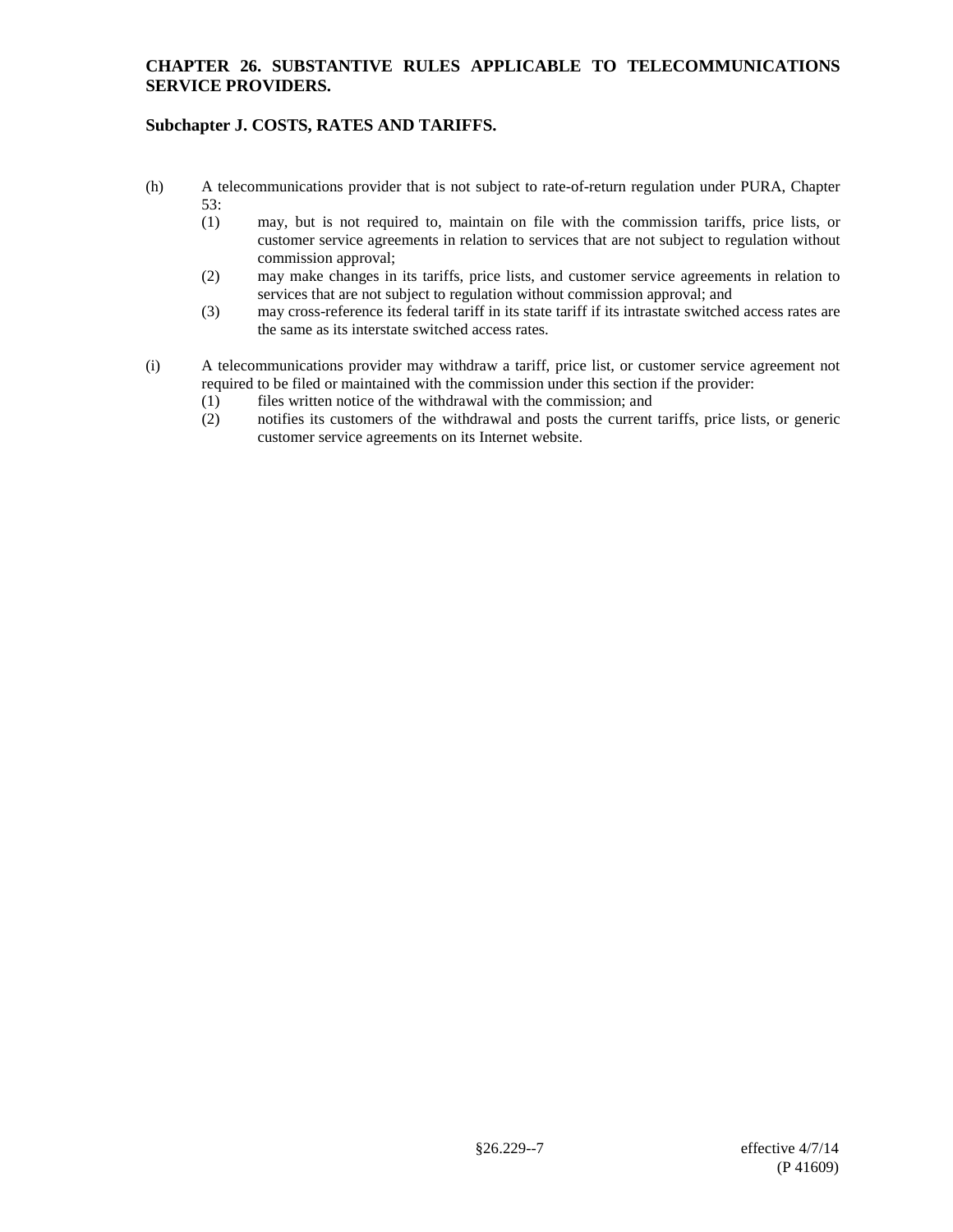(h) A telecommunications provider that is not subject to rate-of-return regulation under PURA, Chapter 53:

  (1) may, but is not required to, maintain on file with the commission tariffs, price lists, or customer service agreements in relation to services that are not subject to regulation without commission approval;

  (2) may make changes in its tariffs, price lists, and customer service agreements in relation to services that are not subject to regulation without commission approval; and

  (3) may cross-reference its federal tariff in its state tariff if its intrastate switched access rates are the same as its interstate switched access rates.

(i) A telecommunications provider may withdraw a tariff, price list, or customer service agreement not required to be filed or maintained with the commission under this section if the provider:

  (1) files written notice of the withdrawal with the commission; and

  (2) notifies its customers of the withdrawal and posts the current tariffs, price lists, or generic customer service agreements on its Internet website.